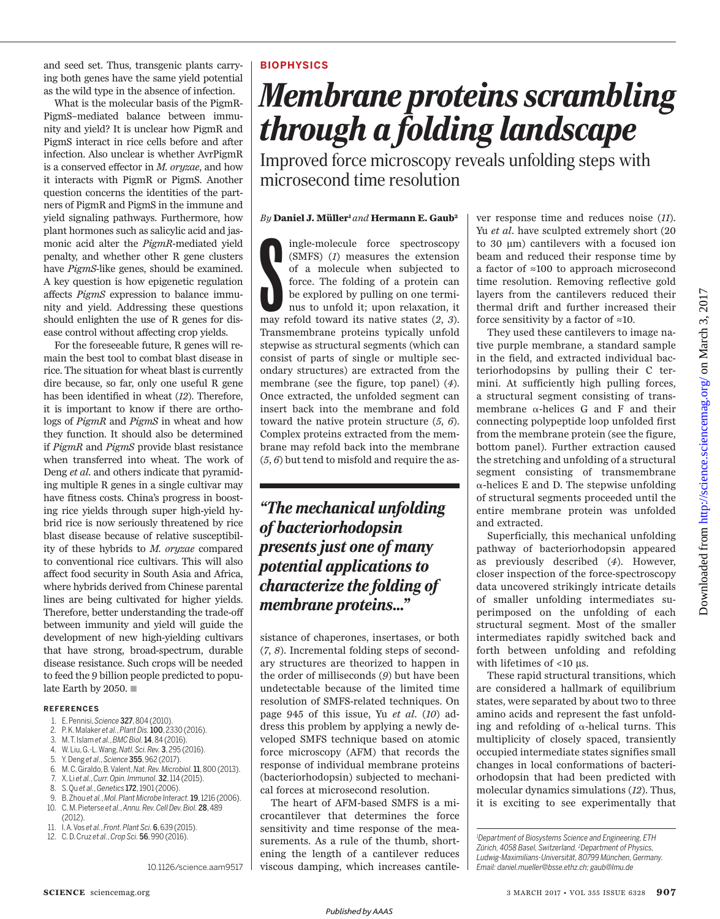and seed set. Thus, transgenic plants carrying both genes have the same yield potential as the wild type in the absence of infection.

What is the molecular basis of the PigmR-PigmS–mediated balance between immunity and yield? It is unclear how PigmR and PigmS interact in rice cells before and after infection. Also unclear is whether AvrPigmR is a conserved effector in *M. oryzae*, and how it interacts with PigmR or PigmS. Another question concerns the identities of the partners of PigmR and PigmS in the immune and yield signaling pathways. Furthermore, how plant hormones such as salicylic acid and jasmonic acid alter the *PigmR*-mediated yield penalty, and whether other R gene clusters have *PigmS*-like genes, should be examined. A key question is how epigenetic regulation affects *PigmS* expression to balance immunity and yield. Addressing these questions should enlighten the use of R genes for disease control without affecting crop yields.

For the foreseeable future, R genes will remain the best tool to combat blast disease in rice. The situation for wheat blast is currently dire because, so far, only one useful R gene has been identified in wheat (*12*). Therefore, it is important to know if there are orthologs of *PigmR* and *PigmS* in wheat and how they function. It should also be determined if *PigmR* and *PigmS* provide blast resistance when transferred into wheat. The work of Deng *et al.* and others indicate that pyramiding multiple R genes in a single cultivar may have fitness costs. China's progress in boosting rice yields through super high-yield hybrid rice is now seriously threatened by rice blast disease because of relative susceptibility of these hybrids to *M. oryzae* compared to conventional rice cultivars. This will also affect food security in South Asia and Africa, where hybrids derived from Chinese parental lines are being cultivated for higher yields. Therefore, better understanding the trade-off between immunity and yield will guide the development of new high-yielding cultivars that have strong, broad-spectrum, durable disease resistance. Such crops will be needed to feed the 9 billion people predicted to populate Earth by 2050. ■

**REFERENCES**

1. E. Pennisi, *Science* **327**, 804 (2010).
2. P. K. Malaker *et al.*, *Plant Dis.* **100**, 2330 (2016).
3. M. T. Islam *et al.*, *BMC Biol.* **14**, 84 (2016).
4. W. Liu, G.-L. Wang, *Natl. Sci. Rev.* **3**, 295 (2016).
5. Y. Deng *et al.*, *Science* **355**, 962 (2017).
6. M. C. Giraldo, B. Valent, *Nat. Rev. Microbiol.* **11**, 800 (2013).
7. X. Li *et al.*, *Curr. Opin. Immunol.* **32**, 114 (2015).
8. S. Qu *et al.*, *Genetics* **172**, 1901 (2006).
9. B. Zhou *et al.*, *Mol. Plant Microbe Interact.* **19**, 1216 (2006).
10. C. M. Pieterse *et al.*, *Annu. Rev. Cell Dev. Biol.* **28**, 489 (2012).
11. I. A. Vos *et al.*, *Front. Plant Sci.* **6**, 639 (2015).
12. C. D. Cruz *et al.*, *Crop Sci.* **56**, 990 (2016).

10.1126/science.aam9517

BIOPHYSICS

# *Membrane proteins scrambling through a folding landscape*

## Improved force microscopy reveals unfolding steps with microsecond time resolution

*By* **Daniel J. Müller**[1] *and* **Hermann E. Gaub**[2]

Single-molecule force spectroscopy (SMFS) (*1*) measures the extension of a molecule when subjected to force. The folding of a protein can be explored by pulling on one terminus to unfold it; upon relaxation, it may refold toward its native states (*2*, *3*). Transmembrane proteins typically unfold stepwise as structural segments (which can consist of parts of single or multiple secondary structures) are extracted from the membrane (see the figure, top panel) (*4*). Once extracted, the unfolded segment can insert back into the membrane and fold toward the native protein structure (*5*, *6*). Complex proteins extracted from the membrane may refold back into the membrane (*5*, *6*) but tend to misfold and require the assistance of chaperones, insertases, or both (*7*, *8*). Incremental folding steps of secondary structures are theorized to happen in the order of milliseconds (*9*) but have been undetectable because of the limited time resolution of SMFS-related techniques. On page 945 of this issue, Yu *et al.* (*10*) address this problem by applying a newly developed SMFS technique based on atomic force microscopy (AFM) that records the response of individual membrane proteins (bacteriorhodopsin) subjected to mechanical forces at microsecond resolution.

> ***"The mechanical unfolding of bacteriorhodopsin presents just one of many potential applications to characterize the folding of membrane proteins..."***

The heart of AFM-based SMFS is a microcantilever that determines the force sensitivity and time response of the measurements. As a rule of the thumb, shortening the length of a cantilever reduces viscous damping, which increases cantilever response time and reduces noise (*11*). Yu *et al.* have sculpted extremely short (20 to 30 µm) cantilevers with a focused ion beam and reduced their response time by a factor of ≈100 to approach microsecond time resolution. Removing reflective gold layers from the cantilevers reduced their thermal drift and further increased their force sensitivity by a factor of ≈10.

They used these cantilevers to image native purple membrane, a standard sample in the field, and extracted individual bacteriorhodopsins by pulling their C termini. At sufficiently high pulling forces, a structural segment consisting of transmembrane α-helices G and F and their connecting polypeptide loop unfolded first from the membrane protein (see the figure, bottom panel). Further extraction caused the stretching and unfolding of a structural segment consisting of transmembrane α-helices E and D. The stepwise unfolding of structural segments proceeded until the entire membrane protein was unfolded and extracted.

Superficially, this mechanical unfolding pathway of bacteriorhodopsin appeared as previously described (*4*). However, closer inspection of the force-spectroscopy data uncovered strikingly intricate details of smaller unfolding intermediates superimposed on the unfolding of each structural segment. Most of the smaller intermediates rapidly switched back and forth between unfolding and refolding with lifetimes of <10 µs.

These rapid structural transitions, which are considered a hallmark of equilibrium states, were separated by about two to three amino acids and represent the fast unfolding and refolding of α-helical turns. This multiplicity of closely spaced, transiently occupied intermediate states signifies small changes in local conformations of bacteriorhodopsin that had been predicted with molecular dynamics simulations (*12*). Thus, it is exciting to see experimentally that

[1]Department of Biosystems Science and Engineering, ETH Zürich, 4058 Basel, Switzerland. [2]Department of Physics, Ludwig-Maximilians-Universität, 80799 München, Germany. Email: daniel.mueller@bsse.ethz.ch; gaub@lmu.de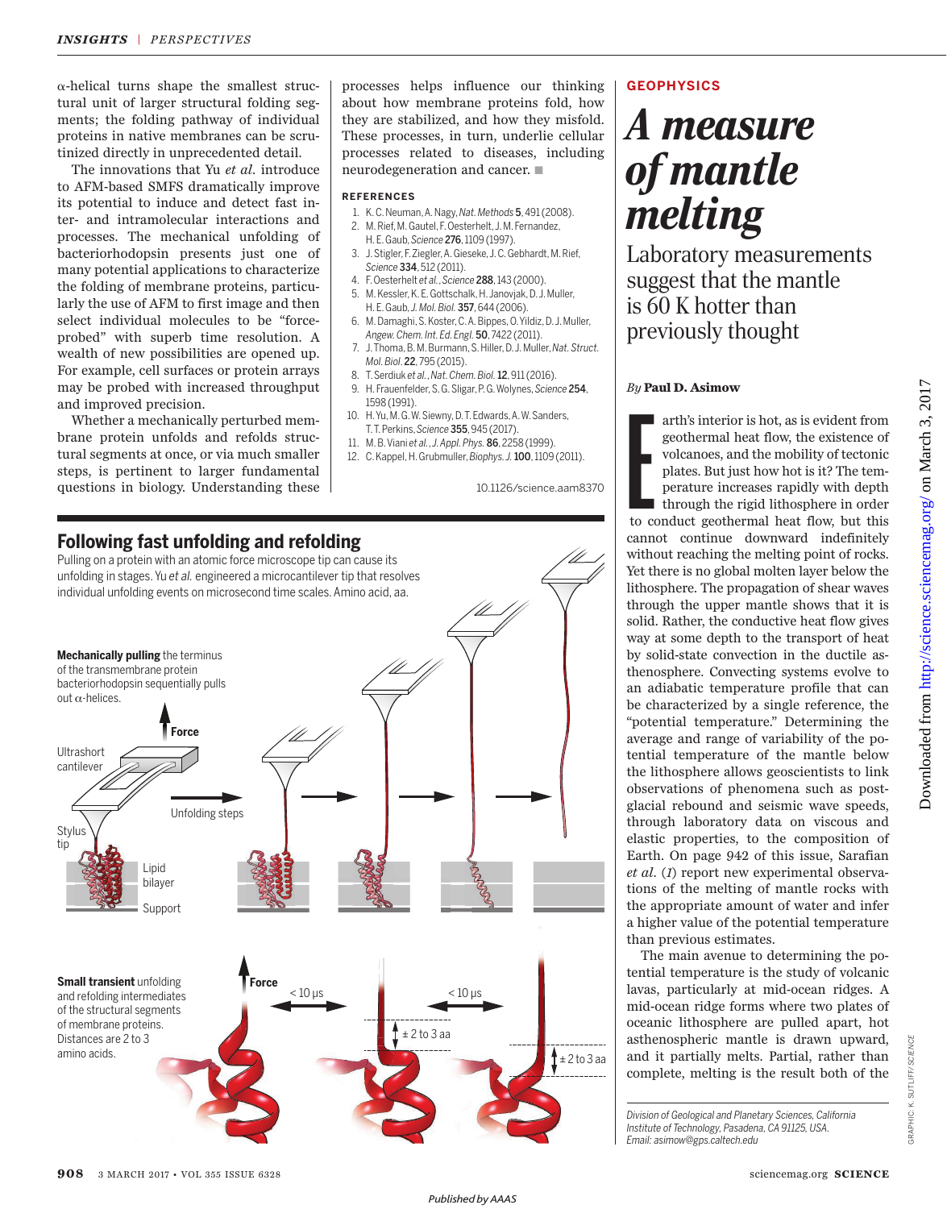α-helical turns shape the smallest structural unit of larger structural folding segments; the folding pathway of individual proteins in native membranes can be scrutinized directly in unprecedented detail.

The innovations that Yu *et al.* introduce to AFM-based SMFS dramatically improve its potential to induce and detect fast inter- and intramolecular interactions and processes. The mechanical unfolding of bacteriorhodopsin presents just one of many potential applications to characterize the folding of membrane proteins, particularly the use of AFM to first image and then select individual molecules to be "force-probed" with superb time resolution. A wealth of new possibilities are opened up. For example, cell surfaces or protein arrays may be probed with increased throughput and improved precision.

Whether a mechanically perturbed membrane protein unfolds and refolds structural segments at once, or via much smaller steps, is pertinent to larger fundamental questions in biology. Understanding these processes helps influence our thinking about how membrane proteins fold, how they are stabilized, and how they misfold. These processes, in turn, underlie cellular processes related to diseases, including neurodegeneration and cancer. ■

### REFERENCES

1. K. C. Neuman, A. Nagy, *Nat. Methods* **5**, 491 (2008).
2. M. Rief, M. Gautel, F. Oesterhelt, J. M. Fernandez, H. E. Gaub, *Science* **276**, 1109 (1997).
3. J. Stigler, F. Ziegler, A. Gieseke, J. C. Gebhardt, M. Rief, *Science* **334**, 512 (2011).
4. F. Oesterhelt *et al.*, *Science* **288**, 143 (2000).
5. M. Kessler, K. E. Gottschalk, H. Janovjak, D. J. Muller, H. E. Gaub, *J. Mol. Biol.* **357**, 644 (2006).
6. M. Damaghi, S. Koster, C. A. Bippes, O. Yildiz, D. J. Muller, *Angew. Chem. Int. Ed. Engl.* **50**, 7422 (2011).
7. J. Thoma, B. M. Burmann, S. Hiller, D. J. Muller, *Nat. Struct. Mol. Biol.* **22**, 795 (2015).
8. T. Serdiuk *et al.*, *Nat. Chem. Biol.* **12**, 911 (2016).
9. H. Frauenfelder, S. G. Sligar, P. G. Wolynes, *Science* **254**, 1598 (1991).
10. H. Yu, M. G. W. Siewny, D. T. Edwards, A. W. Sanders, T. T. Perkins, *Science* **355**, 945 (2017).
11. M. B. Viani *et al.*, *J. Appl. Phys.* **86**, 2258 (1999).
12. C. Kappel, H. Grubmuller, *Biophys. J.* **100**, 1109 (2011).

10.1126/science.aam8370

## Following fast unfolding and refolding

Pulling on a protein with an atomic force microscope tip can cause its unfolding in stages. Yu *et al.* engineered a microcantilever tip that resolves individual unfolding events on microsecond time scales. Amino acid, aa.

**Mechanically pulling** the terminus of the transmembrane protein bacteriorhodopsin sequentially pulls out α-helices.

Force; Ultrashort cantilever; Unfolding steps; Stylus tip; Lipid bilayer; Support

**Small transient** unfolding and refolding intermediates of the structural segments of membrane proteins. Distances are 2 to 3 amino acids.

Force; < 10 µs; ± 2 to 3 aa; < 10 µs; ± 2 to 3 aa

GRAPHIC: K. SUTLIFF/*SCIENCE*

GEOPHYSICS

# A measure of mantle melting

## Laboratory measurements suggest that the mantle is 60 K hotter than previously thought

*By* **Paul D. Asimow**

Earth's interior is hot, as is evident from geothermal heat flow, the existence of volcanoes, and the mobility of tectonic plates. But just how hot is it? The temperature increases rapidly with depth through the rigid lithosphere in order to conduct geothermal heat flow, but this cannot continue downward indefinitely without reaching the melting point of rocks. Yet there is no global molten layer below the lithosphere. The propagation of shear waves through the upper mantle shows that it is solid. Rather, the conductive heat flow gives way at some depth to the transport of heat by solid-state convection in the ductile asthenosphere. Convecting systems evolve to an adiabatic temperature profile that can be characterized by a single reference, the "potential temperature." Determining the average and range of variability of the potential temperature of the mantle below the lithosphere allows geoscientists to link observations of phenomena such as postglacial rebound and seismic wave speeds, through laboratory data on viscous and elastic properties, to the composition of Earth. On page 942 of this issue, Sarafian *et al.* (*1*) report new experimental observations of the melting of mantle rocks with the appropriate amount of water and infer a higher value of the potential temperature than previous estimates.

The main avenue to determining the potential temperature is the study of volcanic lavas, particularly at mid-ocean ridges. A mid-ocean ridge forms where two plates of oceanic lithosphere are pulled apart, hot asthenospheric mantle is drawn upward, and it partially melts. Partial, rather than complete, melting is the result both of the

*Division of Geological and Planetary Sciences, California Institute of Technology, Pasadena, CA 91125, USA. Email: asimow@gps.caltech.edu*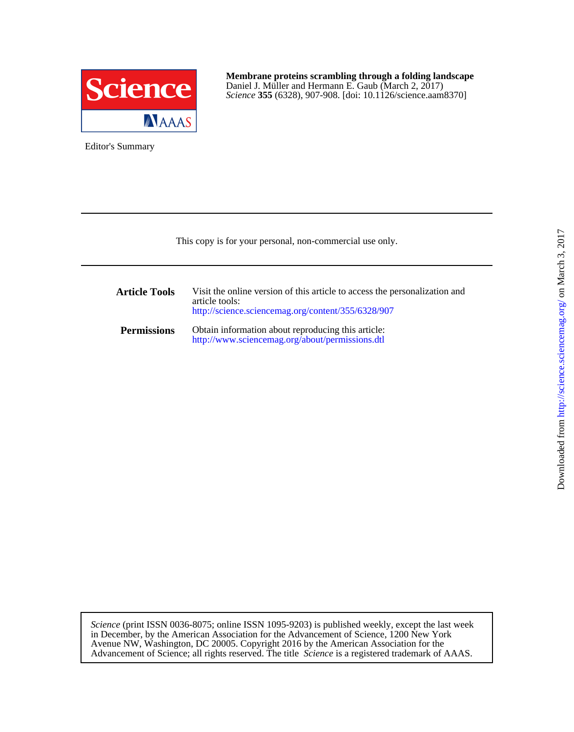**Membrane proteins scrambling through a folding landscape**
Daniel J. Müller and Hermann E. Gaub (March 2, 2017)
*Science* **355** (6328), 907-908. [doi: 10.1126/science.aam8370]

Editor's Summary

---

This copy is for your personal, non-commercial use only.

---

**Article Tools** Visit the online version of this article to access the personalization and article tools:
http://science.sciencemag.org/content/355/6328/907

**Permissions** Obtain information about reproducing this article:
http://www.sciencemag.org/about/permissions.dtl

*Science* (print ISSN 0036-8075; online ISSN 1095-9203) is published weekly, except the last week in December, by the American Association for the Advancement of Science, 1200 New York Avenue NW, Washington, DC 20005. Copyright 2016 by the American Association for the Advancement of Science; all rights reserved. The title *Science* is a registered trademark of AAAS.

Downloaded from http://science.sciencemag.org/ on March 3, 2017